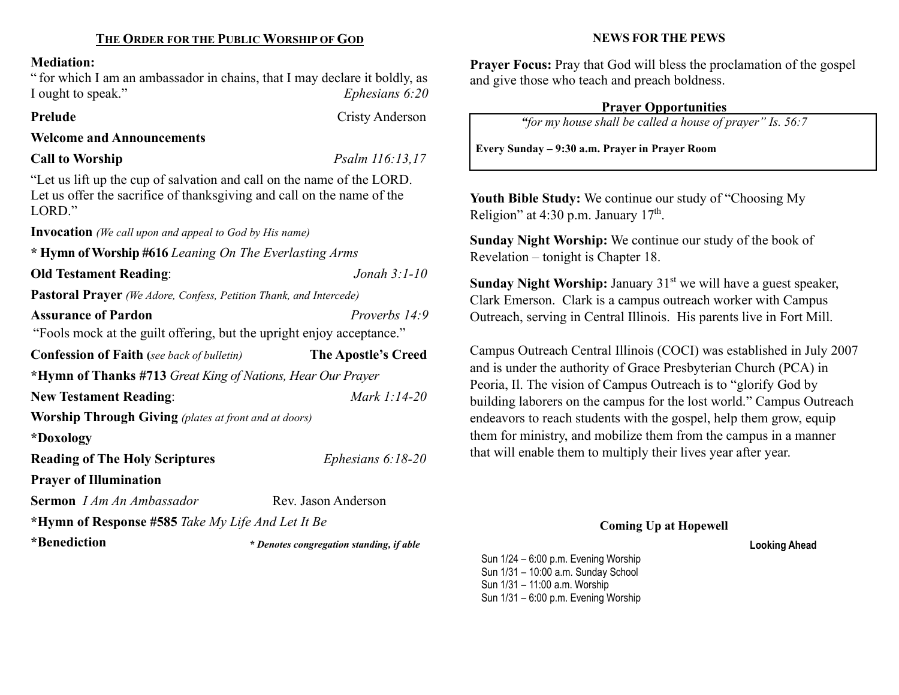## THE ORDER FOR THE PUBLIC WORSHIP OF GOD

**Mediation:**
" for which I am an ambassador in chains, that I may declare it boldly, as I ought to speak." *Ephesians 6:20*

**Prelude** Cristy Anderson

**Welcome and Announcements**

**Call to Worship** *Psalm 116:13,17*

"Let us lift up the cup of salvation and call on the name of the LORD. Let us offer the sacrifice of thanksgiving and call on the name of the LORD."

**Invocation** *(We call upon and appeal to God by His name)*

**\* Hymn of Worship #616** *Leaning On The Everlasting Arms*

**Old Testament Reading**: *Jonah 3:1-10*

**Pastoral Prayer** *(We Adore, Confess, Petition Thank, and Intercede)*

**Assurance of Pardon** *Proverbs 14:9*

"Fools mock at the guilt offering, but the upright enjoy acceptance."

**Confession of Faith** (*see back of bulletin*) **The Apostle's Creed**

**\*Hymn of Thanks #713** *Great King of Nations, Hear Our Prayer*

**New Testament Reading**: *Mark 1:14-20*

**Worship Through Giving** *(plates at front and at doors)*

**\*Doxology**

**Reading of The Holy Scriptures** *Ephesians 6:18-20*

**Prayer of Illumination**

**Sermon** *I Am An Ambassador* Rev. Jason Anderson

**\*Hymn of Response #585** *Take My Life And Let It Be*

**\*Benediction** ***\* Denotes congregation standing, if able***

## NEWS FOR THE PEWS

**Prayer Focus:** Pray that God will bless the proclamation of the gospel and give those who teach and preach boldness.

### Prayer Opportunities

*"for my house shall be called a house of prayer" Is. 56:7*

**Every Sunday – 9:30 a.m. Prayer in Prayer Room**

**Youth Bible Study:** We continue our study of "Choosing My Religion" at 4:30 p.m. January 17th.

**Sunday Night Worship:** We continue our study of the book of Revelation – tonight is Chapter 18.

**Sunday Night Worship:** January 31st we will have a guest speaker, Clark Emerson. Clark is a campus outreach worker with Campus Outreach, serving in Central Illinois. His parents live in Fort Mill.

Campus Outreach Central Illinois (COCI) was established in July 2007 and is under the authority of Grace Presbyterian Church (PCA) in Peoria, Il. The vision of Campus Outreach is to "glorify God by building laborers on the campus for the lost world." Campus Outreach endeavors to reach students with the gospel, help them grow, equip them for ministry, and mobilize them from the campus in a manner that will enable them to multiply their lives year after year.

### Coming Up at Hopewell

**Looking Ahead**

Sun 1/24 – 6:00 p.m. Evening Worship
Sun 1/31 – 10:00 a.m. Sunday School
Sun 1/31 – 11:00 a.m. Worship
Sun 1/31 – 6:00 p.m. Evening Worship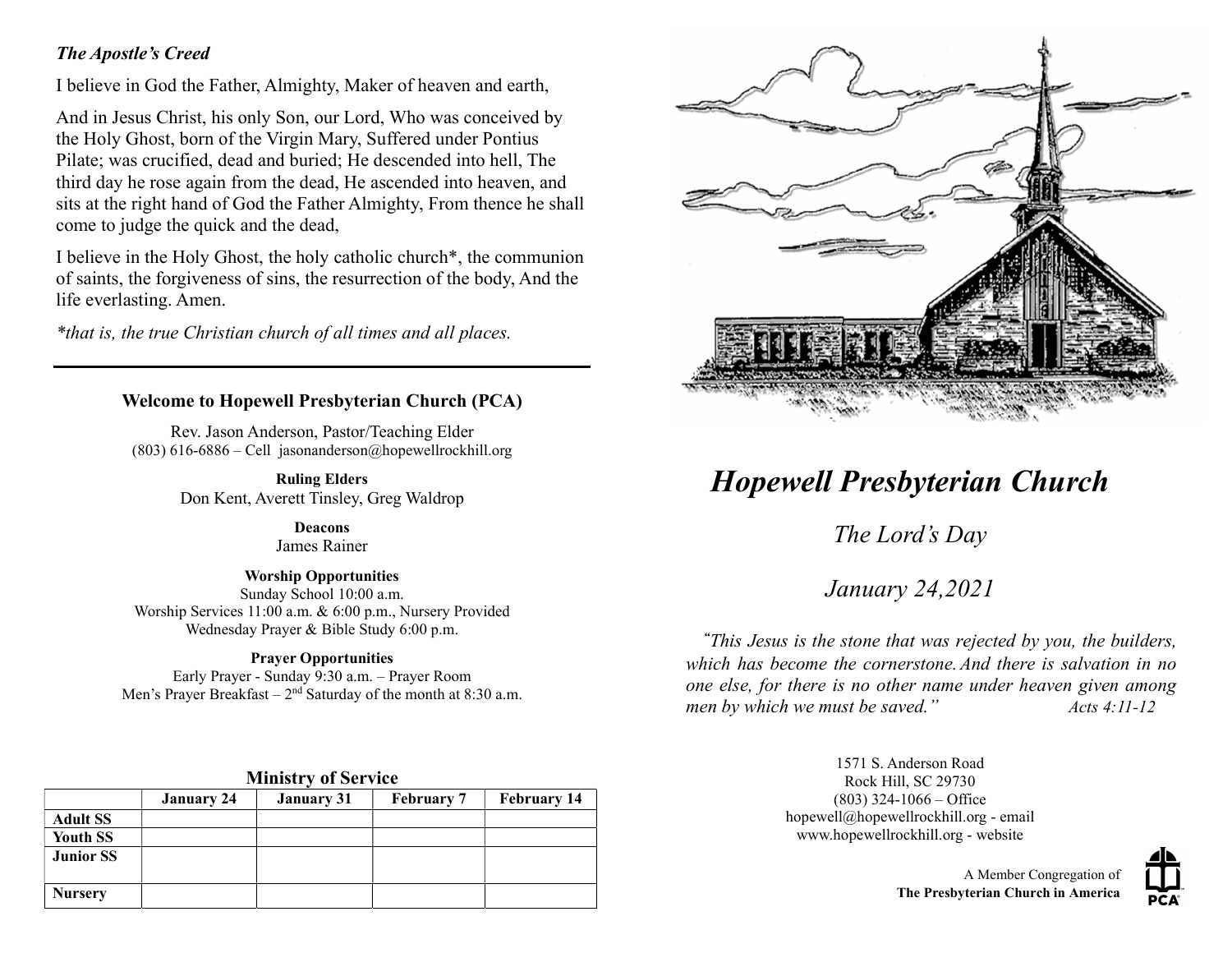***The Apostle's Creed***

I believe in God the Father, Almighty, Maker of heaven and earth,

And in Jesus Christ, his only Son, our Lord, Who was conceived by the Holy Ghost, born of the Virgin Mary, Suffered under Pontius Pilate; was crucified, dead and buried; He descended into hell, The third day he rose again from the dead, He ascended into heaven, and sits at the right hand of God the Father Almighty, From thence he shall come to judge the quick and the dead,

I believe in the Holy Ghost, the holy catholic church*, the communion of saints, the forgiveness of sins, the resurrection of the body, And the life everlasting. Amen.

**that is, the true Christian church of all times and all places.*

---

### Welcome to Hopewell Presbyterian Church (PCA)

Rev. Jason Anderson, Pastor/Teaching Elder
(803) 616-6886 – Cell jasonanderson@hopewellrockhill.org

**Ruling Elders**
Don Kent, Averett Tinsley, Greg Waldrop

**Deacons**
James Rainer

**Worship Opportunities**
Sunday School 10:00 a.m.
Worship Services 11:00 a.m. & 6:00 p.m., Nursery Provided
Wednesday Prayer & Bible Study 6:00 p.m.

**Prayer Opportunities**
Early Prayer - Sunday 9:30 a.m. – Prayer Room
Men's Prayer Breakfast – 2nd Saturday of the month at 8:30 a.m.

### Ministry of Service

| | January 24 | January 31 | February 7 | February 14 |
|---|---|---|---|---|
| **Adult SS** | | | | |
| **Youth SS** | | | | |
| **Junior SS** | | | | |
| **Nursery** | | | | |

# *Hopewell Presbyterian Church*

*The Lord's Day*

*January 24,2021*

*"This Jesus is the stone that was rejected by you, the builders, which has become the cornerstone. And there is salvation in no one else, for there is no other name under heaven given among men by which we must be saved."* *Acts 4:11-12*

1571 S. Anderson Road
Rock Hill, SC 29730
(803) 324-1066 – Office
hopewell@hopewellrockhill.org - email
www.hopewellrockhill.org - website

A Member Congregation of
**The Presbyterian Church in America**